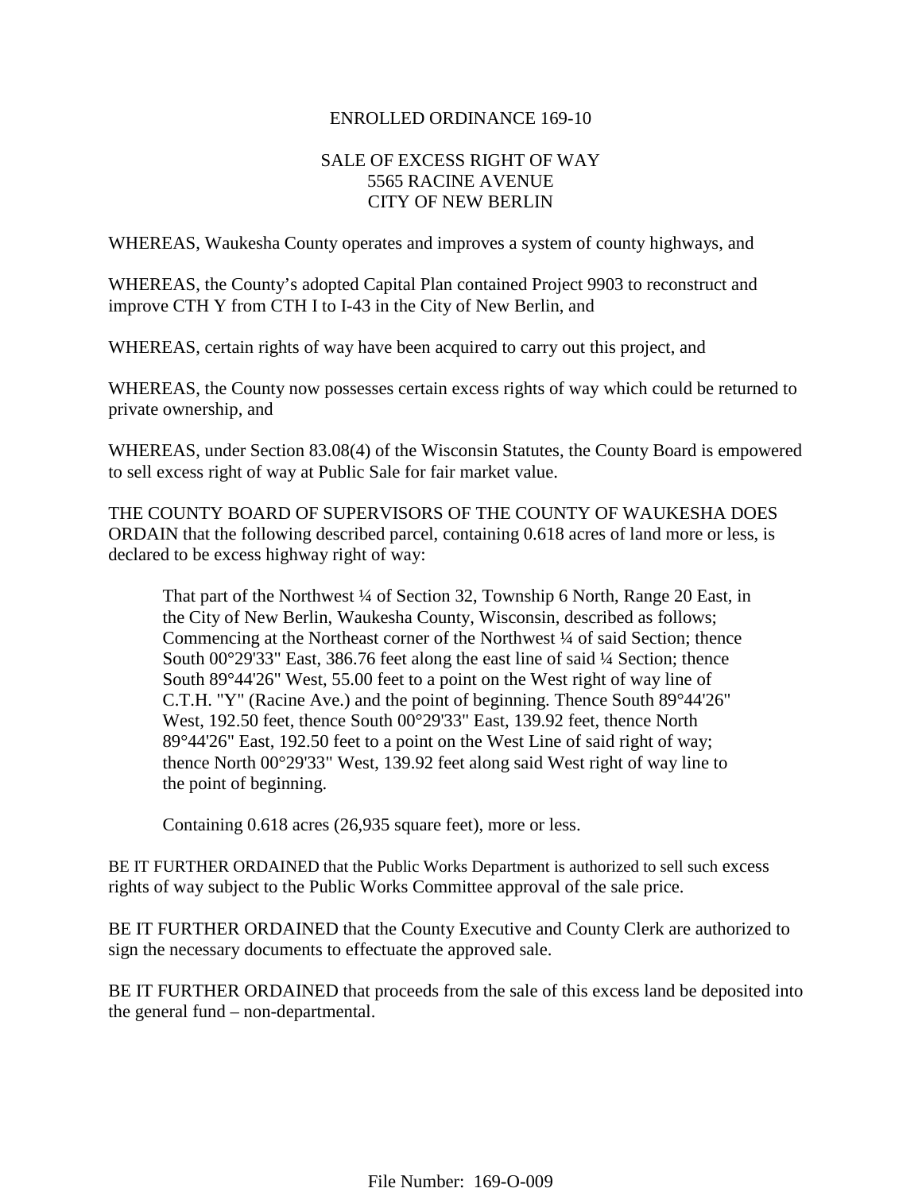# ENROLLED ORDINANCE 169-10

## SALE OF EXCESS RIGHT OF WAY
## 5565 RACINE AVENUE
## CITY OF NEW BERLIN

WHEREAS, Waukesha County operates and improves a system of county highways, and

WHEREAS, the County's adopted Capital Plan contained Project 9903 to reconstruct and improve CTH Y from CTH I to I-43 in the City of New Berlin, and

WHEREAS, certain rights of way have been acquired to carry out this project, and

WHEREAS, the County now possesses certain excess rights of way which could be returned to private ownership, and

WHEREAS, under Section 83.08(4) of the Wisconsin Statutes, the County Board is empowered to sell excess right of way at Public Sale for fair market value.

THE COUNTY BOARD OF SUPERVISORS OF THE COUNTY OF WAUKESHA DOES ORDAIN that the following described parcel, containing 0.618 acres of land more or less, is declared to be excess highway right of way:

> That part of the Northwest ¼ of Section 32, Township 6 North, Range 20 East, in the City of New Berlin, Waukesha County, Wisconsin, described as follows; Commencing at the Northeast corner of the Northwest ¼ of said Section; thence South 00°29'33" East, 386.76 feet along the east line of said ¼ Section; thence South 89°44'26" West, 55.00 feet to a point on the West right of way line of C.T.H. "Y" (Racine Ave.) and the point of beginning. Thence South 89°44'26" West, 192.50 feet, thence South 00°29'33" East, 139.92 feet, thence North 89°44'26" East, 192.50 feet to a point on the West Line of said right of way; thence North 00°29'33" West, 139.92 feet along said West right of way line to the point of beginning.
>
> Containing 0.618 acres (26,935 square feet), more or less.

BE IT FURTHER ORDAINED that the Public Works Department is authorized to sell such excess rights of way subject to the Public Works Committee approval of the sale price.

BE IT FURTHER ORDAINED that the County Executive and County Clerk are authorized to sign the necessary documents to effectuate the approved sale.

BE IT FURTHER ORDAINED that proceeds from the sale of this excess land be deposited into the general fund – non-departmental.

File Number: 169-O-009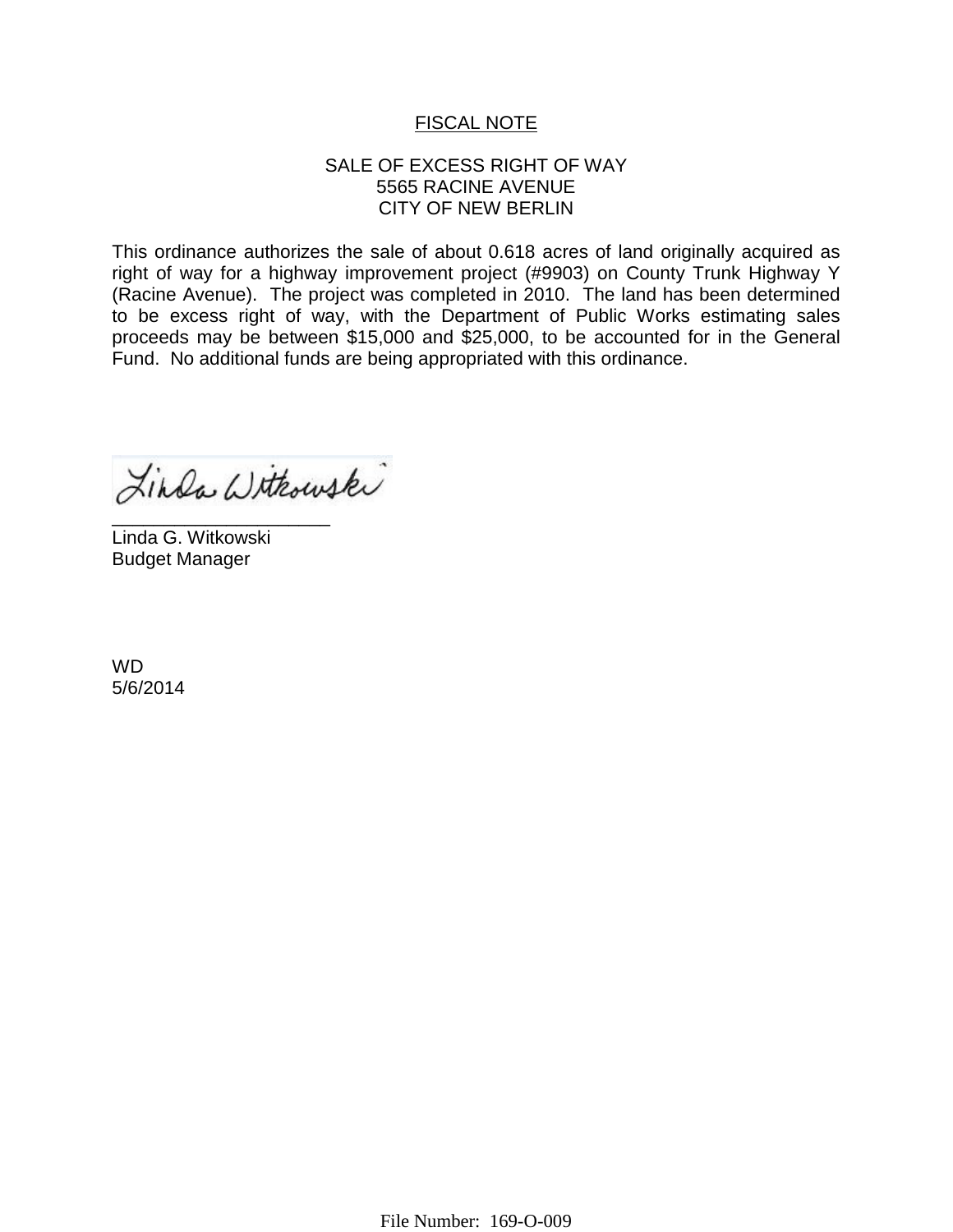## FISCAL NOTE

SALE OF EXCESS RIGHT OF WAY
5565 RACINE AVENUE
CITY OF NEW BERLIN

This ordinance authorizes the sale of about 0.618 acres of land originally acquired as right of way for a highway improvement project (#9903) on County Trunk Highway Y (Racine Avenue). The project was completed in 2010. The land has been determined to be excess right of way, with the Department of Public Works estimating sales proceeds may be between $15,000 and $25,000, to be accounted for in the General Fund. No additional funds are being appropriated with this ordinance.

Linda Witkowski
_____________________
Linda G. Witkowski
Budget Manager

WD
5/6/2014

File Number: 169-O-009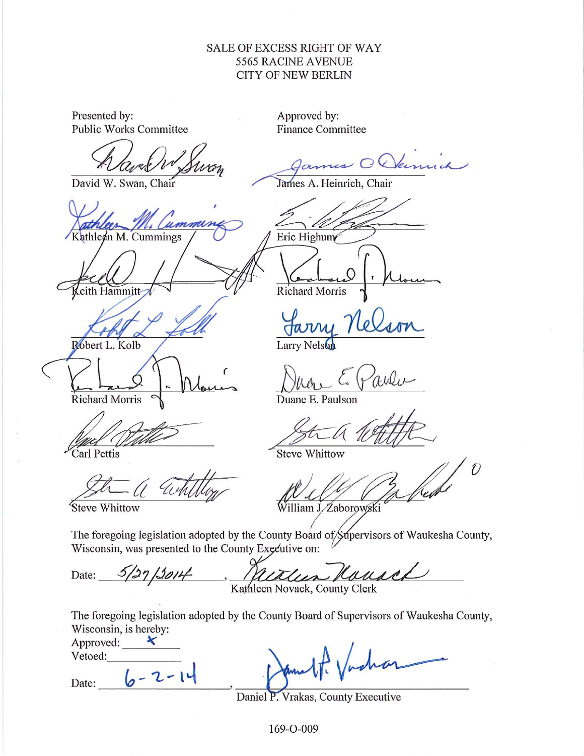SALE OF EXCESS RIGHT OF WAY
5565 RACINE AVENUE
CITY OF NEW BERLIN

| Presented by: Public Works Committee | Approved by: Finance Committee |
| --- | --- |
| David W. Swan, Chair | James A. Heinrich, Chair |
| Kathleen M. Cummings | Eric Highum |
| Keith Hammitt | Richard Morris |
| Robert L. Kolb | Larry Nelson |
| Richard Morris | Duane E. Paulson |
| Carl Pettis | Steve Whittow |
| Steve Whittow | William J. Zaborowski |

The foregoing legislation adopted by the County Board of Supervisors of Waukesha County, Wisconsin, was presented to the County Executive on:

Date: 5/27/2014, Kathleen Novack, County Clerk

The foregoing legislation adopted by the County Board of Supervisors of Waukesha County, Wisconsin, is hereby:

Approved: X

Vetoed: ____________

Date: 6-2-14, Daniel P. Vrakas, County Executive

169-O-009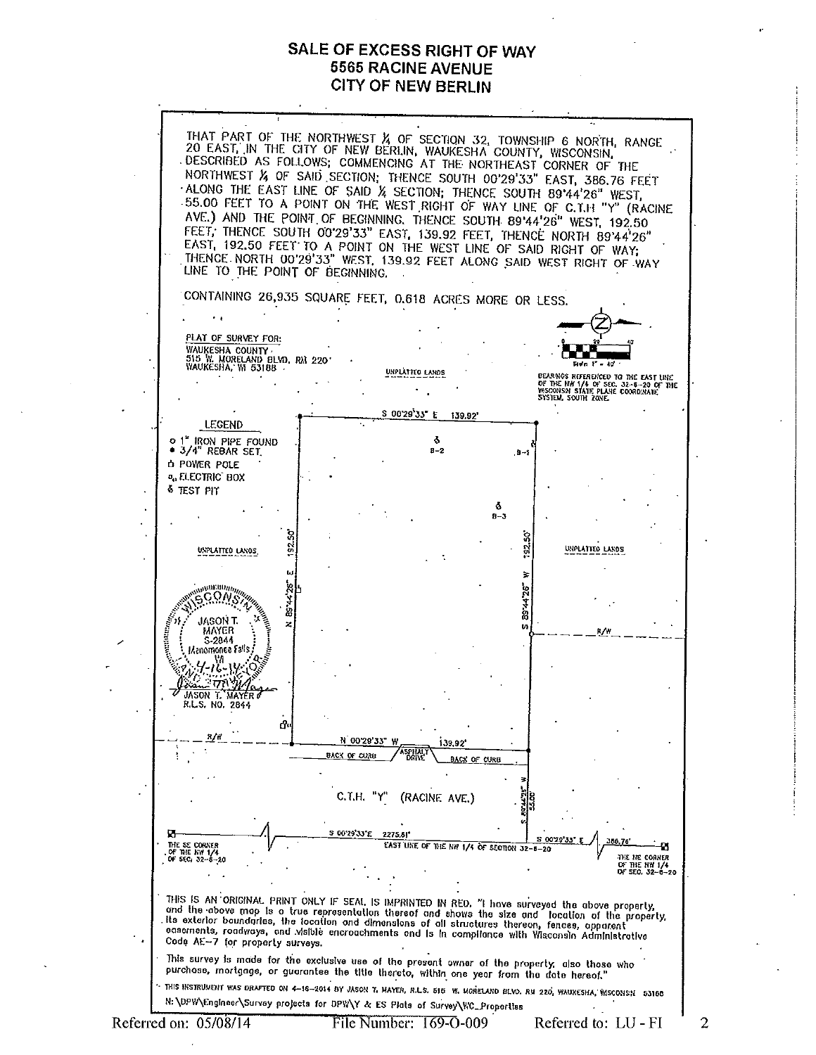# SALE OF EXCESS RIGHT OF WAY
# 5565 RACINE AVENUE
# CITY OF NEW BERLIN

THAT PART OF THE NORTHWEST ¼ OF SECTION 32, TOWNSHIP 6 NORTH, RANGE 20 EAST, IN THE CITY OF NEW BERLIN, WAUKESHA COUNTY, WISCONSIN, DESCRIBED AS FOLLOWS; COMMENCING AT THE NORTHEAST CORNER OF THE NORTHWEST ¼ OF SAID SECTION; THENCE SOUTH 00°29'33" EAST, 386.76 FEET ALONG THE EAST LINE OF SAID ¼ SECTION; THENCE SOUTH 89°44'26" WEST, 55.00 FEET TO A POINT ON THE WEST RIGHT OF WAY LINE OF C.T.H "Y" (RACINE AVE.) AND THE POINT OF BEGINNING. THENCE SOUTH 89°44'26" WEST, 192.50 FEET; THENCE SOUTH 00°29'33" EAST, 139.92 FEET, THENCE NORTH 89°44'26" EAST, 192.50 FEET TO A POINT ON THE WEST LINE OF SAID RIGHT OF WAY; THENCE NORTH 00°29'33" WEST, 139.92 FEET ALONG SAID WEST RIGHT OF WAY LINE TO THE POINT OF BEGINNING.

CONTAINING 26,935 SQUARE FEET, 0.618 ACRES MORE OR LESS.

PLAT OF SURVEY FOR:
WAUKESHA COUNTY
515 W. MORELAND BLVD. RM 220
WAUKESHA, WI 53188

SCALE 1" = 40'

BEARINGS REFERENCED TO THE EAST LINE OF THE NW 1/4 OF SEC. 32-6-20 OF THE WISCONSIN STATE PLANE COORDINATE SYSTEM, SOUTH ZONE.

LEGEND
- ○ 1" IRON PIPE FOUND
- ● 3/4" REBAR SET.
- POWER POLE
- ELECTRIC BOX
- TEST PIT

UNPLATTED LANDS

S 00°29'33" E 139.92'

N 89°44'26" E 192.50'

S 89°44'26" W 192.50'

N 00°29'33" W 139.92'

B-1, B-2, B-3

R/W

BACK OF CURB — ASPHALT DRIVE — BACK OF CURB

C.T.H. "Y" (RACINE AVE.)

S 89°44'26" W 55.00

S 00°29'33" E 2275.61'

EAST LINE OF THE NW 1/4 OF SECTION 32-6-20

S 00°29'33" E 386.76'

THE SE CORNER OF THE NW 1/4 OF SEC. 32-6-20

THE NE CORNER OF THE NW 1/4 OF SEC. 32-6-20

WISCONSIN JASON T. MAYER S-2844 Menomonee Falls WI LAND SURVEYOR 4-16-14

JASON T. MAYER
R.L.S. NO. 2844

THIS IS AN ORIGINAL PRINT ONLY IF SEAL IS IMPRINTED IN RED. "I have surveyed the above property, and the above map is a true representation thereof and shows the size and location of the property, its exterior boundaries, the location and dimensions of all structures thereon, fences, apparent easements, roadways, and visible encroachments and is in compliance with Wisconsin Administrative Code AE-7 for property surveys.

This survey is made for the exclusive use of the present owner of the property, also those who purchase, mortgage, or guarantee the title thereto, within one year from the date hereof."

THIS INSTRUMENT WAS DRAFTED ON 4-16-2014 BY JASON T. MAYER, R.L.S. 515 W. MORELAND BLVD. RM 220, WAUKESHA, WISCONSIN 53188

N:\DPW\Engineer\Survey projects for DPW\Y & ES Plats of Survey\WC_Properties

Referred on: 05/08/14 File Number: 169-O-009 Referred to: LU - FI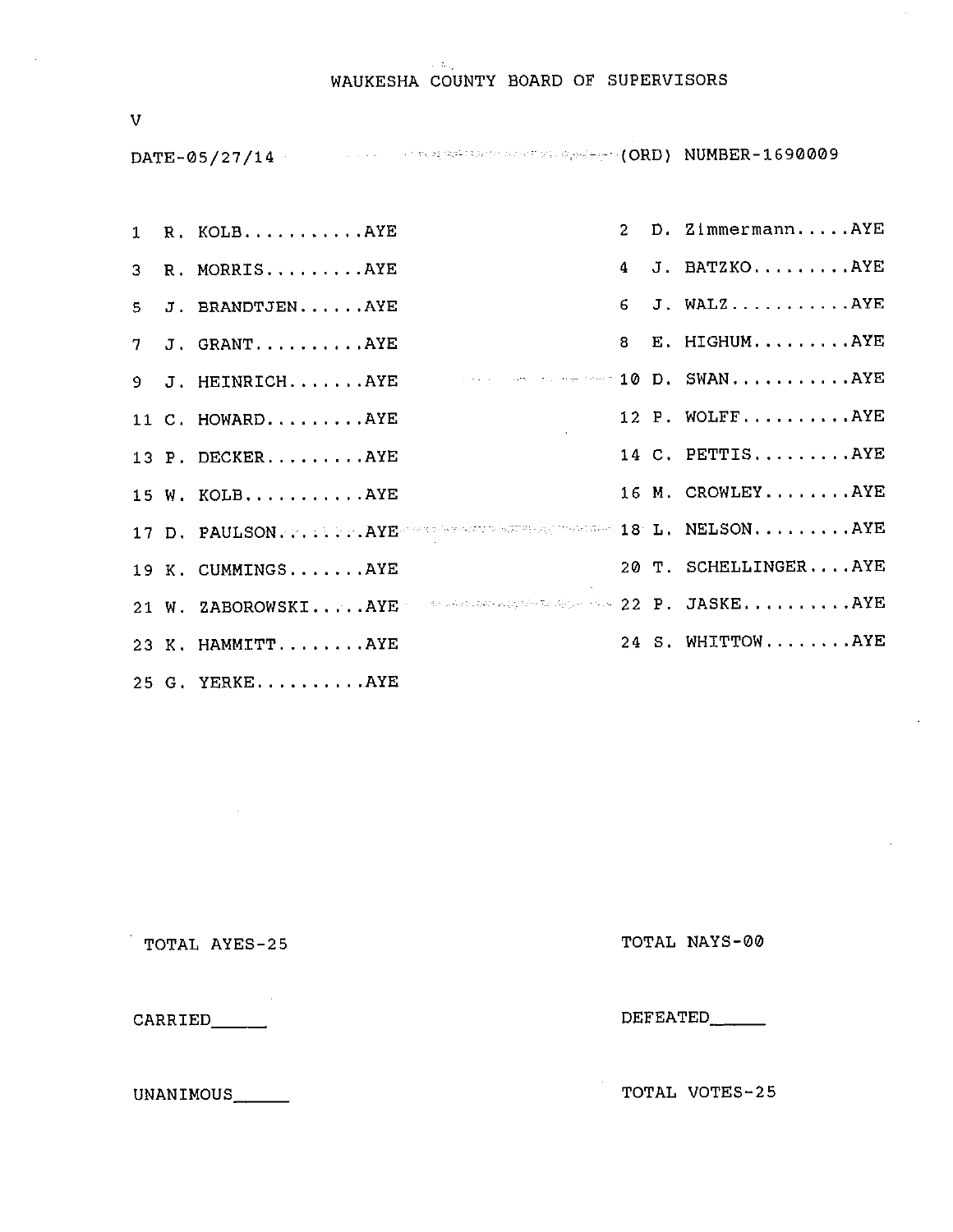# WAUKESHA COUNTY BOARD OF SUPERVISORS

V

DATE-05/27/14 (ORD) NUMBER-1690009

| | |
|---|---|
| 1 R. KOLB...........AYE | 2 D. Zimmermann.....AYE |
| 3 R. MORRIS.........AYE | 4 J. BATZKO.........AYE |
| 5 J. BRANDTJEN......AYE | 6 J. WALZ...........AYE |
| 7 J. GRANT..........AYE | 8 E. HIGHUM.........AYE |
| 9 J. HEINRICH.......AYE | 10 D. SWAN...........AYE |
| 11 C. HOWARD.........AYE | 12 P. WOLFF..........AYE |
| 13 P. DECKER.........AYE | 14 C. PETTIS.........AYE |
| 15 W. KOLB...........AYE | 16 M. CROWLEY........AYE |
| 17 D. PAULSON........AYE | 18 L. NELSON.........AYE |
| 19 K. CUMMINGS.......AYE | 20 T. SCHELLINGER....AYE |
| 21 W. ZABOROWSKI.....AYE | 22 P. JASKE..........AYE |
| 23 K. HAMMITT........AYE | 24 S. WHITTOW........AYE |
| 25 G. YERKE..........AYE | |

TOTAL AYES-25

TOTAL NAYS-00

CARRIED_____

DEFEATED_____

UNANIMOUS_____

TOTAL VOTES-25